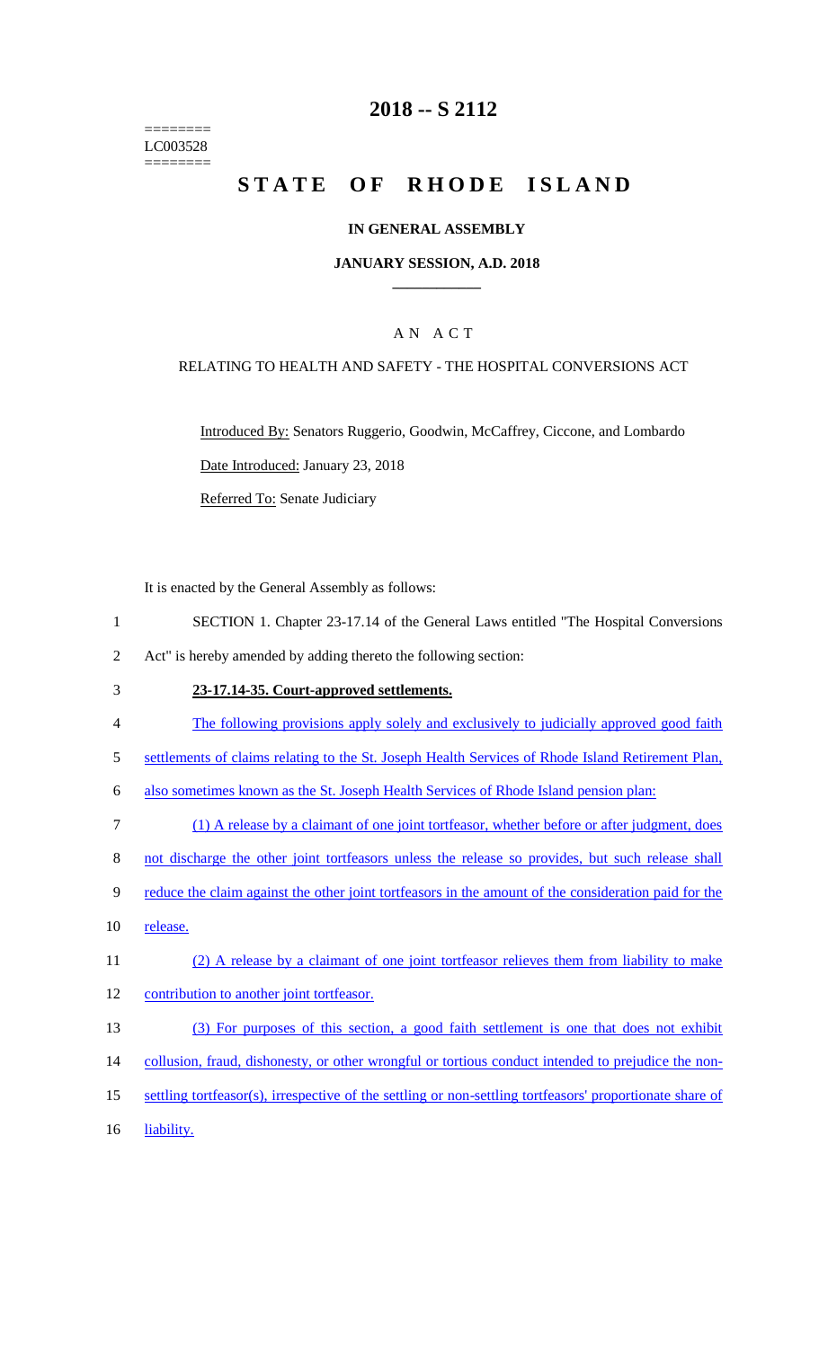========
LC003528
========

# 2018 -- S 2112

# STATE OF RHODE ISLAND

## IN GENERAL ASSEMBLY

### JANUARY SESSION, A.D. 2018

## A N A C T

### RELATING TO HEALTH AND SAFETY - THE HOSPITAL CONVERSIONS ACT

Introduced By: Senators Ruggerio, Goodwin, McCaffrey, Ciccone, and Lombardo

Date Introduced: January 23, 2018

Referred To: Senate Judiciary

It is enacted by the General Assembly as follows:

1 SECTION 1. Chapter 23-17.14 of the General Laws entitled "The Hospital Conversions
2 Act" is hereby amended by adding thereto the following section:

3 **23-17.14-35. Court-approved settlements.**

4 The following provisions apply solely and exclusively to judicially approved good faith
5 settlements of claims relating to the St. Joseph Health Services of Rhode Island Retirement Plan,
6 also sometimes known as the St. Joseph Health Services of Rhode Island pension plan:

7 (1) A release by a claimant of one joint tortfeasor, whether before or after judgment, does
8 not discharge the other joint tortfeasors unless the release so provides, but such release shall
9 reduce the claim against the other joint tortfeasors in the amount of the consideration paid for the
10 release.

11 (2) A release by a claimant of one joint tortfeasor relieves them from liability to make
12 contribution to another joint tortfeasor.

13 (3) For purposes of this section, a good faith settlement is one that does not exhibit
14 collusion, fraud, dishonesty, or other wrongful or tortious conduct intended to prejudice the non-
15 settling tortfeasor(s), irrespective of the settling or non-settling tortfeasors' proportionate share of
16 liability.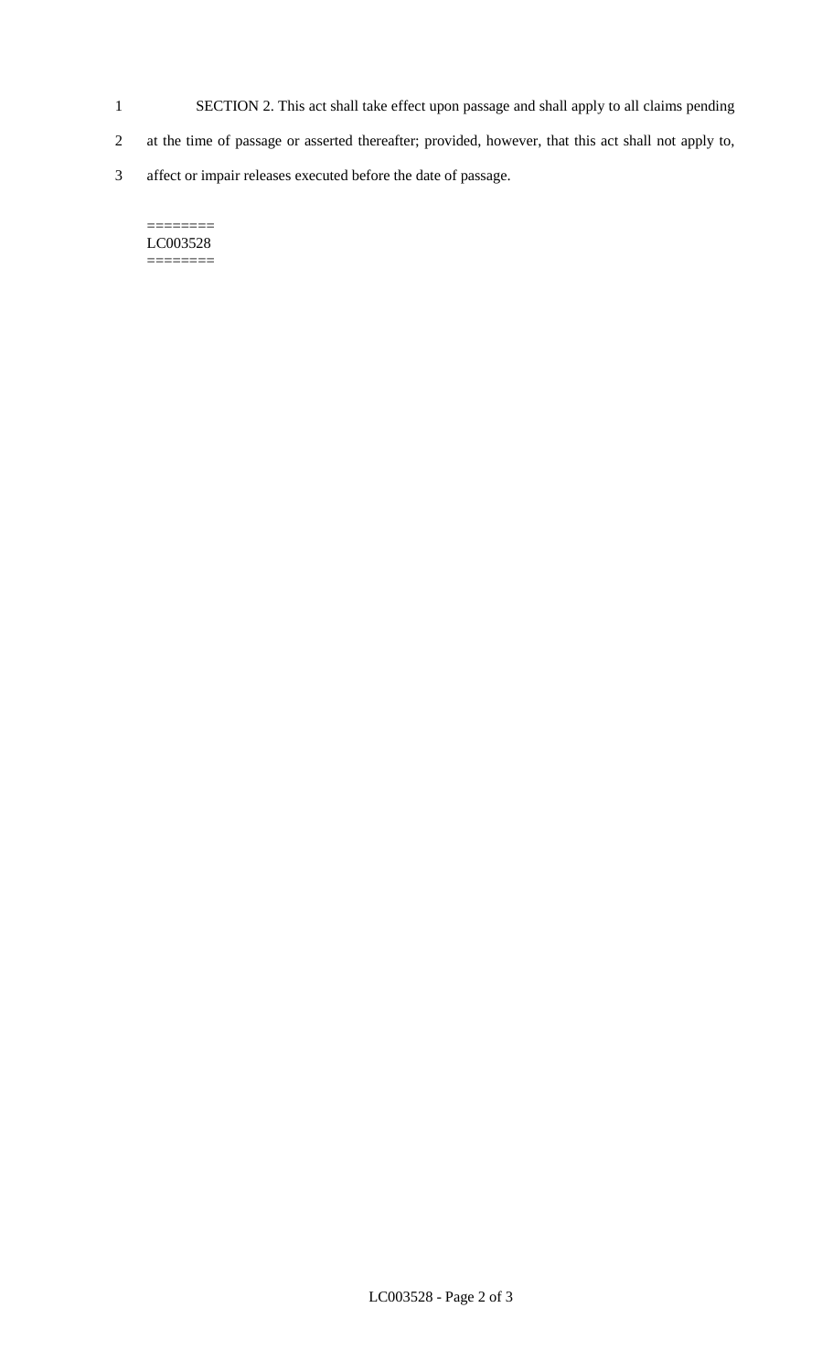SECTION 2. This act shall take effect upon passage and shall apply to all claims pending at the time of passage or asserted thereafter; provided, however, that this act shall not apply to, affect or impair releases executed before the date of passage.

========
LC003528
========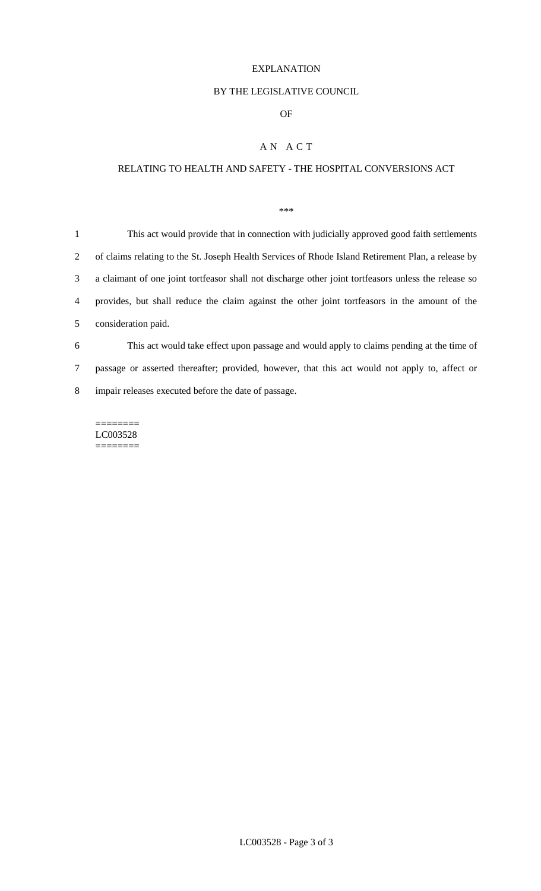EXPLANATION

BY THE LEGISLATIVE COUNCIL

OF

A N A C T

RELATING TO HEALTH AND SAFETY - THE HOSPITAL CONVERSIONS ACT

\*\*\*

This act would provide that in connection with judicially approved good faith settlements of claims relating to the St. Joseph Health Services of Rhode Island Retirement Plan, a release by a claimant of one joint tortfeasor shall not discharge other joint tortfeasors unless the release so provides, but shall reduce the claim against the other joint tortfeasors in the amount of the consideration paid.

This act would take effect upon passage and would apply to claims pending at the time of passage or asserted thereafter; provided, however, that this act would not apply to, affect or impair releases executed before the date of passage.

========
LC003528
========